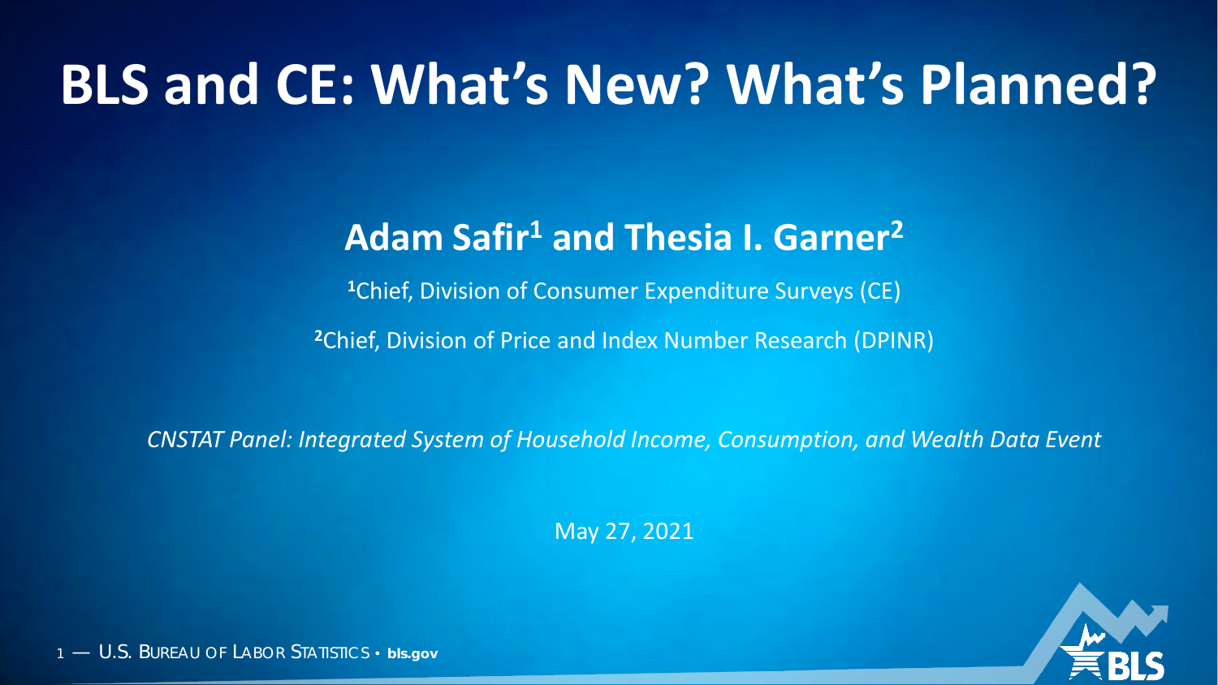# BLS and CE: What's New? What's Planned?

## Adam Safir[1] and Thesia I. Garner[2]

[1]Chief, Division of Consumer Expenditure Surveys (CE)

[2]Chief, Division of Price and Index Number Research (DPINR)

*CNSTAT Panel: Integrated System of Household Income, Consumption, and Wealth Data Event*

May 27, 2021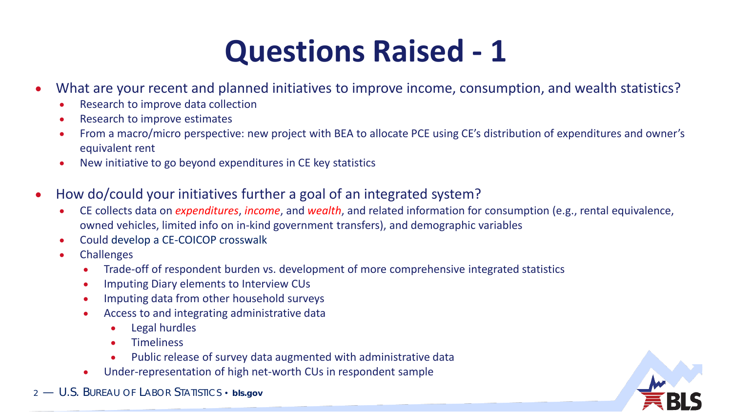# Questions Raised - 1

- What are your recent and planned initiatives to improve income, consumption, and wealth statistics?
  - Research to improve data collection
  - Research to improve estimates
  - From a macro/micro perspective: new project with BEA to allocate PCE using CE's distribution of expenditures and owner's equivalent rent
  - New initiative to go beyond expenditures in CE key statistics

- How do/could your initiatives further a goal of an integrated system?
  - CE collects data on *expenditures*, *income*, and *wealth*, and related information for consumption (e.g., rental equivalence, owned vehicles, limited info on in-kind government transfers), and demographic variables
  - Could develop a CE-COICOP crosswalk
  - Challenges
    - Trade-off of respondent burden vs. development of more comprehensive integrated statistics
    - Imputing Diary elements to Interview CUs
    - Imputing data from other household surveys
    - Access to and integrating administrative data
      - Legal hurdles
      - Timeliness
      - Public release of survey data augmented with administrative data
    - Under-representation of high net-worth CUs in respondent sample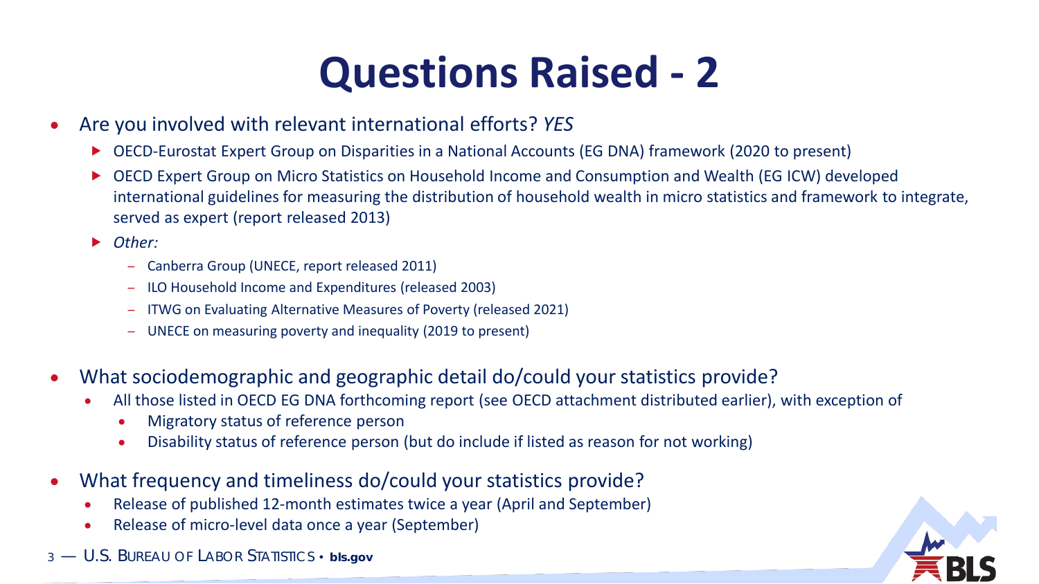# Questions Raised - 2

- Are you involved with relevant international efforts? *YES*
  - OECD-Eurostat Expert Group on Disparities in a National Accounts (EG DNA) framework (2020 to present)
  - OECD Expert Group on Micro Statistics on Household Income and Consumption and Wealth (EG ICW) developed international guidelines for measuring the distribution of household wealth in micro statistics and framework to integrate, served as expert (report released 2013)
  - *Other:*
    - Canberra Group (UNECE, report released 2011)
    - ILO Household Income and Expenditures (released 2003)
    - ITWG on Evaluating Alternative Measures of Poverty (released 2021)
    - UNECE on measuring poverty and inequality (2019 to present)
- What sociodemographic and geographic detail do/could your statistics provide?
  - All those listed in OECD EG DNA forthcoming report (see OECD attachment distributed earlier), with exception of
    - Migratory status of reference person
    - Disability status of reference person (but do include if listed as reason for not working)
- What frequency and timeliness do/could your statistics provide?
  - Release of published 12-month estimates twice a year (April and September)
  - Release of micro-level data once a year (September)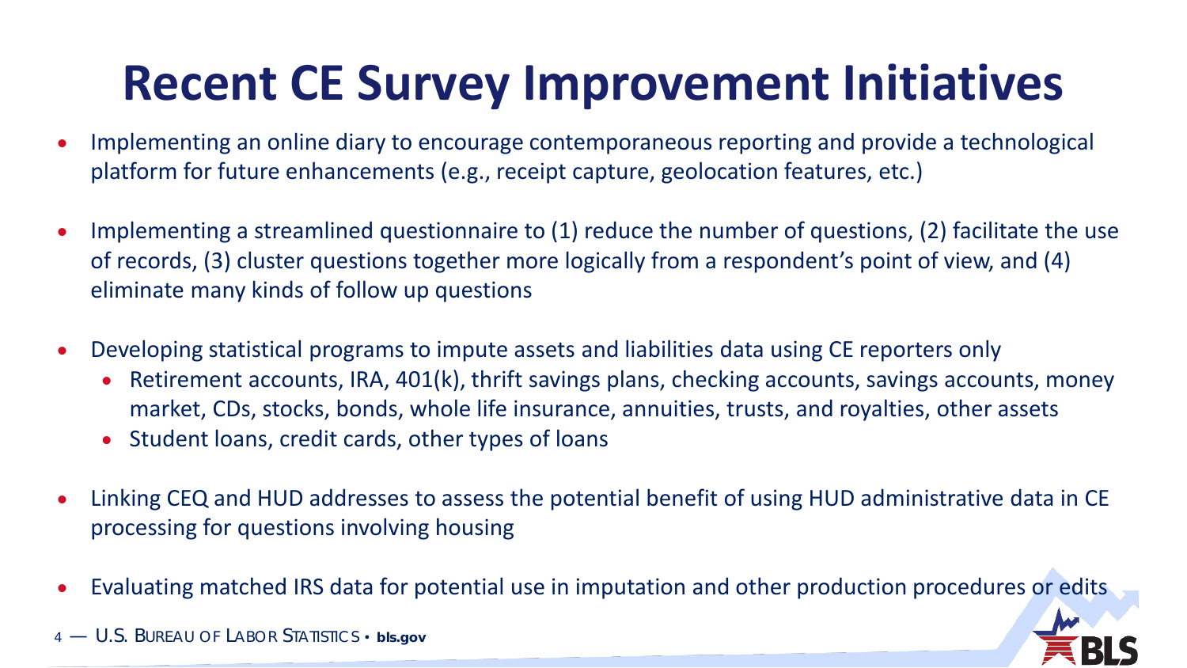# Recent CE Survey Improvement Initiatives

- Implementing an online diary to encourage contemporaneous reporting and provide a technological platform for future enhancements (e.g., receipt capture, geolocation features, etc.)
- Implementing a streamlined questionnaire to (1) reduce the number of questions, (2) facilitate the use of records, (3) cluster questions together more logically from a respondent's point of view, and (4) eliminate many kinds of follow up questions
- Developing statistical programs to impute assets and liabilities data using CE reporters only
  - Retirement accounts, IRA, 401(k), thrift savings plans, checking accounts, savings accounts, money market, CDs, stocks, bonds, whole life insurance, annuities, trusts, and royalties, other assets
  - Student loans, credit cards, other types of loans
- Linking CEQ and HUD addresses to assess the potential benefit of using HUD administrative data in CE processing for questions involving housing
- Evaluating matched IRS data for potential use in imputation and other production procedures or edits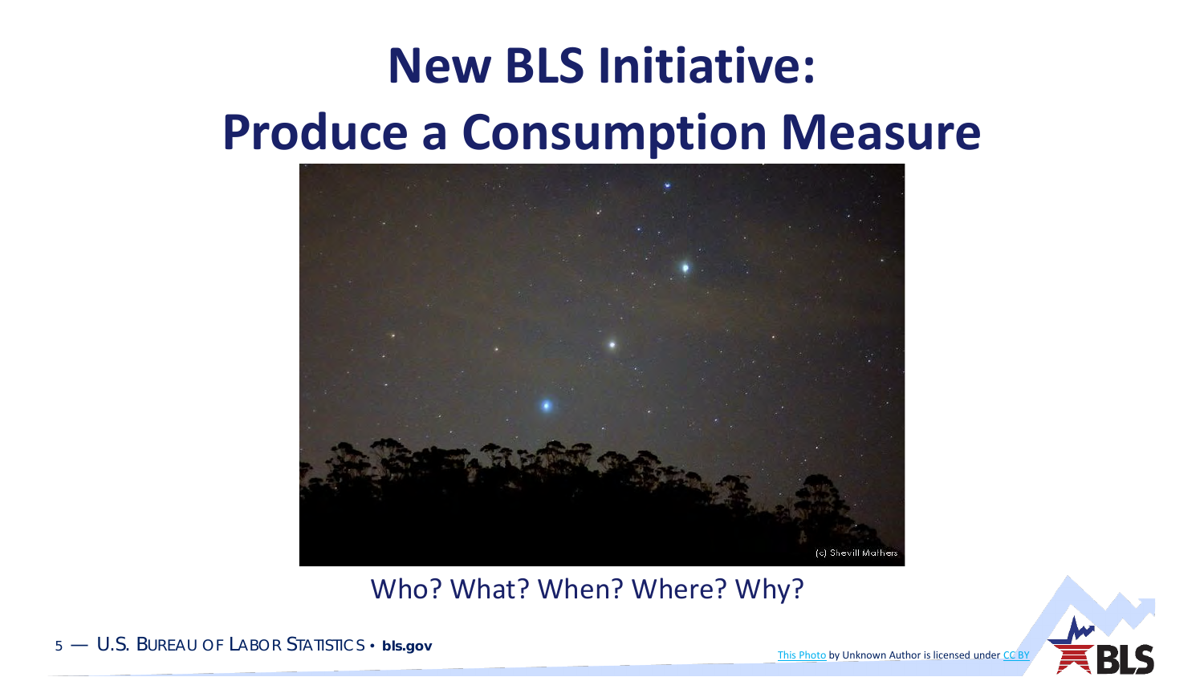# New BLS Initiative: Produce a Consumption Measure

Who? What? When? Where? Why?

This Photo by Unknown Author is licensed under CC BY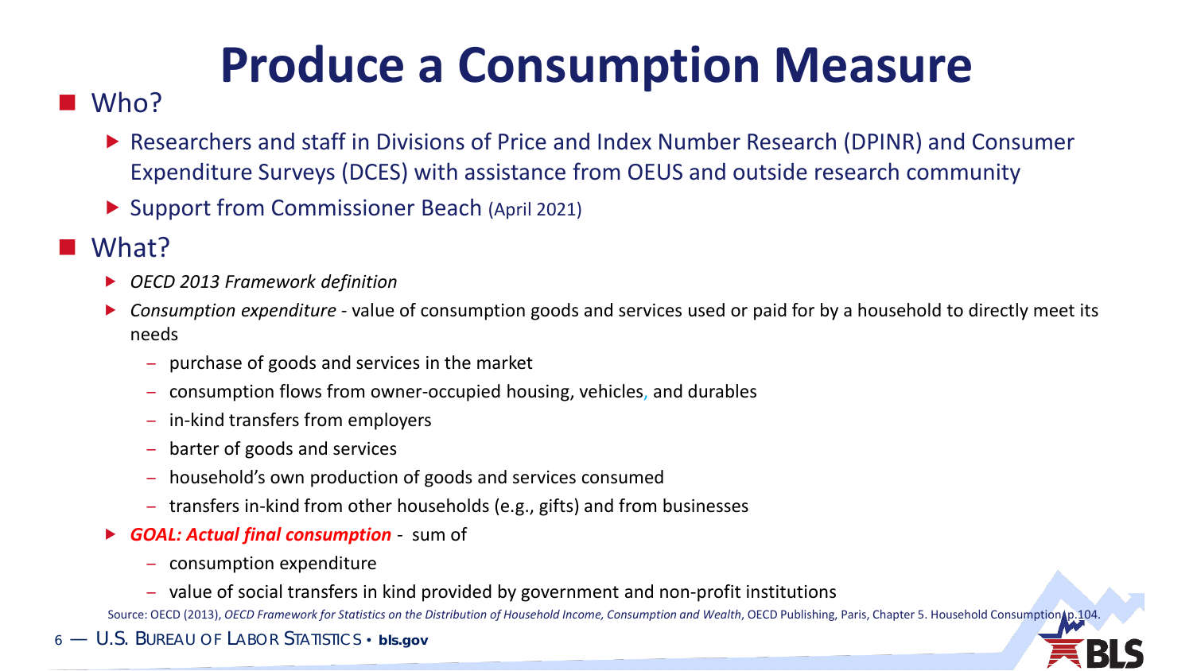# Produce a Consumption Measure

- Who?
  - Researchers and staff in Divisions of Price and Index Number Research (DPINR) and Consumer Expenditure Surveys (DCES) with assistance from OEUS and outside research community
  - Support from Commissioner Beach (April 2021)
- What?
  - *OECD 2013 Framework definition*
  - *Consumption expenditure* - value of consumption goods and services used or paid for by a household to directly meet its needs
    - purchase of goods and services in the market
    - consumption flows from owner-occupied housing, vehicles, and durables
    - in-kind transfers from employers
    - barter of goods and services
    - household's own production of goods and services consumed
    - transfers in-kind from other households (e.g., gifts) and from businesses
  - ***GOAL: Actual final consumption*** - sum of
    - consumption expenditure
    - value of social transfers in kind provided by government and non-profit institutions

Source: OECD (2013), *OECD Framework for Statistics on the Distribution of Household Income, Consumption and Wealth*, OECD Publishing, Paris, Chapter 5. Household Consumption, p.104.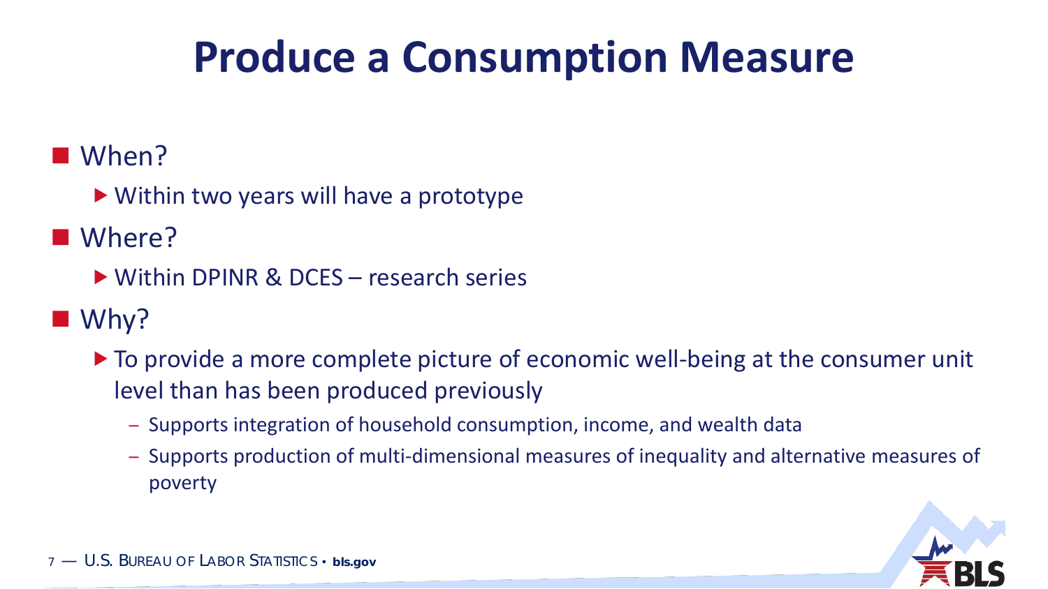# Produce a Consumption Measure

- When?
  - Within two years will have a prototype
- Where?
  - Within DPINR & DCES – research series
- Why?
  - To provide a more complete picture of economic well-being at the consumer unit level than has been produced previously
    - Supports integration of household consumption, income, and wealth data
    - Supports production of multi-dimensional measures of inequality and alternative measures of poverty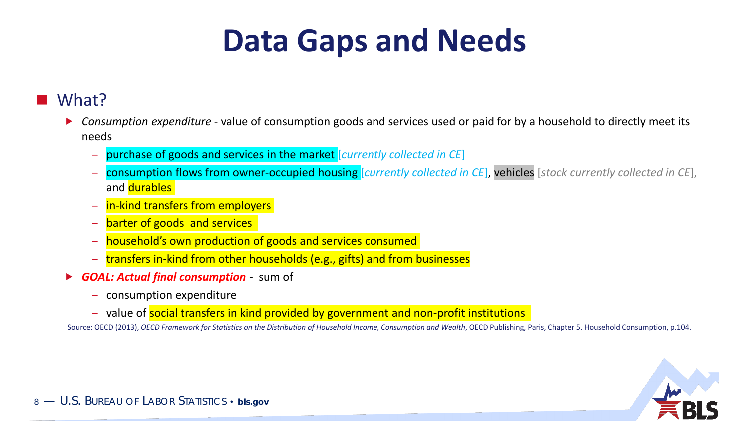# Data Gaps and Needs

- What?
  - *Consumption expenditure* - value of consumption goods and services used or paid for by a household to directly meet its needs
    - purchase of goods and services in the market [*currently collected in CE*]
    - consumption flows from owner-occupied housing [*currently collected in CE*], vehicles [*stock currently collected in CE*], and durables
    - in-kind transfers from employers
    - barter of goods and services
    - household's own production of goods and services consumed
    - transfers in-kind from other households (e.g., gifts) and from businesses
  - ***GOAL: Actual final consumption*** - sum of
    - consumption expenditure
    - value of social transfers in kind provided by government and non-profit institutions

Source: OECD (2013), *OECD Framework for Statistics on the Distribution of Household Income, Consumption and Wealth*, OECD Publishing, Paris, Chapter 5. Household Consumption, p.104.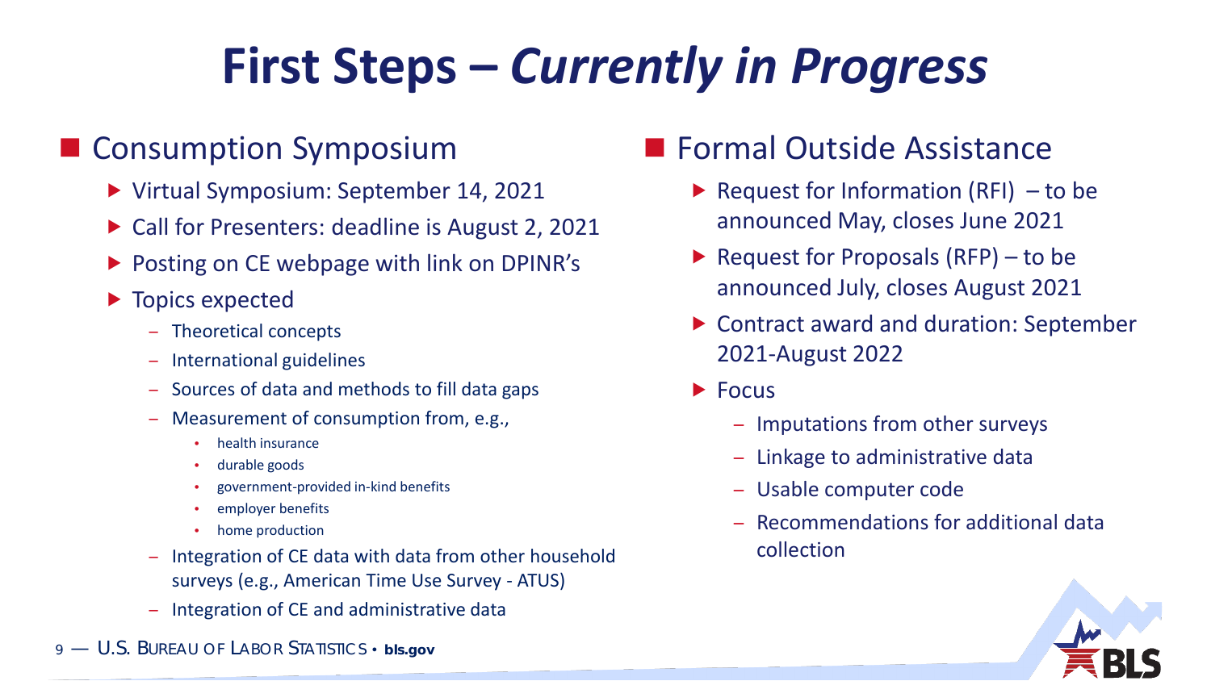# First Steps – *Currently in Progress*

## Consumption Symposium

- Virtual Symposium: September 14, 2021
- Call for Presenters: deadline is August 2, 2021
- Posting on CE webpage with link on DPINR's
- Topics expected
  - Theoretical concepts
  - International guidelines
  - Sources of data and methods to fill data gaps
  - Measurement of consumption from, e.g.,
    - health insurance
    - durable goods
    - government-provided in-kind benefits
    - employer benefits
    - home production
  - Integration of CE data with data from other household surveys (e.g., American Time Use Survey - ATUS)
  - Integration of CE and administrative data

## Formal Outside Assistance

- Request for Information (RFI) – to be announced May, closes June 2021
- Request for Proposals (RFP) – to be announced July, closes August 2021
- Contract award and duration: September 2021-August 2022
- Focus
  - Imputations from other surveys
  - Linkage to administrative data
  - Usable computer code
  - Recommendations for additional data collection